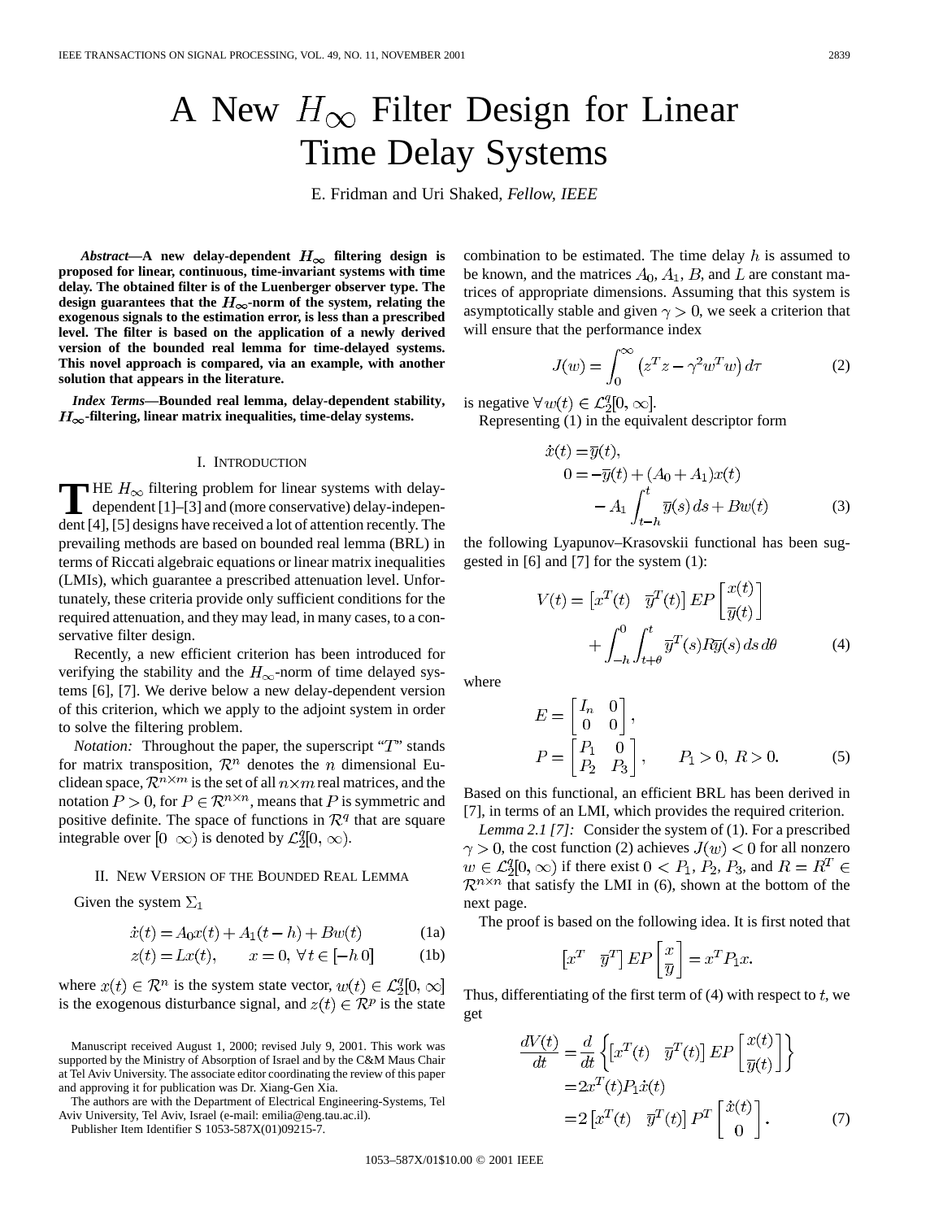# A New $H_\infty$ Filter Design for Linear Time Delay Systems

E. Fridman and Uri Shaked, *Fellow, IEEE*

***Abstract*—A new delay-dependent $H_\infty$ filtering design is proposed for linear, continuous, time-invariant systems with time delay. The obtained filter is of the Luenberger observer type. The design guarantees that the $H_\infty$-norm of the system, relating the exogenous signals to the estimation error, is less than a prescribed level. The filter is based on the application of a newly derived version of the bounded real lemma for time-delayed systems. This novel approach is compared, via an example, with another solution that appears in the literature.**

***Index Terms*—Bounded real lemma, delay-dependent stability, $H_\infty$-filtering, linear matrix inequalities, time-delay systems.**

## I. Introduction

The $H_\infty$ filtering problem for linear systems with delay-dependent [1]–[3] and (more conservative) delay-independent [4], [5] designs have received a lot of attention recently. The prevailing methods are based on bounded real lemma (BRL) in terms of Riccati algebraic equations or linear matrix inequalities (LMIs), which guarantee a prescribed attenuation level. Unfortunately, these criteria provide only sufficient conditions for the required attenuation, and they may lead, in many cases, to a conservative filter design.

Recently, a new efficient criterion has been introduced for verifying the stability and the $H_\infty$-norm of time delayed systems [6], [7]. We derive below a new delay-dependent version of this criterion, which we apply to the adjoint system in order to solve the filtering problem.

*Notation:* Throughout the paper, the superscript "$T$" stands for matrix transposition, $\mathcal{R}^n$ denotes the $n$ dimensional Euclidean space, $\mathcal{R}^{n\times m}$ is the set of all $n\times m$ real matrices, and the notation $P>0$, for $P\in\mathcal{R}^{n\times n}$, means that $P$ is symmetric and positive definite. The space of functions in $\mathcal{R}^q$ that are square integrable over $[0\ \ \infty)$ is denoted by $\mathcal{L}_2^q[0,\infty)$.

## II. New Version of the Bounded Real Lemma

Given the system $\Sigma_1$

$$\dot{x}(t) = A_0x(t) + A_1(t-h) + Bw(t) \tag{1a}$$

$$z(t) = Lx(t), \qquad x=0,\ \forall t\in[-h\ 0] \tag{1b}$$

where $x(t)\in\mathcal{R}^n$ is the system state vector, $w(t)\in\mathcal{L}_2^q[0,\infty]$ is the exogenous disturbance signal, and $z(t)\in\mathcal{R}^p$ is the state combination to be estimated. The time delay $h$ is assumed to be known, and the matrices $A_0$, $A_1$, $B$, and $L$ are constant matrices of appropriate dimensions. Assuming that this system is asymptotically stable and given $\gamma>0$, we seek a criterion that will ensure that the performance index

$$J(w) = \int_0^\infty \left(z^Tz - \gamma^2 w^Tw\right) d\tau \tag{2}$$

is negative $\forall w(t)\in\mathcal{L}_2^q[0,\infty]$.

Representing (1) in the equivalent descriptor form

$$\begin{aligned}\dot{x}(t) &= \bar{y}(t),\\ 0 &= -\bar{y}(t) + (A_0+A_1)x(t)\\ &\quad - A_1\int_{t-h}^{t}\bar{y}(s)\,ds + Bw(t)\end{aligned} \tag{3}$$

the following Lyapunov–Krasovskii functional has been suggested in [6] and [7] for the system (1):

$$\begin{aligned}V(t) &= \begin{bmatrix} x^T(t) & \bar{y}^T(t)\end{bmatrix} EP \begin{bmatrix} x(t)\\ \bar{y}(t)\end{bmatrix}\\ &\quad + \int_{-h}^{0}\int_{t+\theta}^{t} \bar{y}^T(s)R\bar{y}(s)\,ds\,d\theta\end{aligned} \tag{4}$$

where

$$E = \begin{bmatrix} I_n & 0\\ 0 & 0\end{bmatrix},\qquad P = \begin{bmatrix} P_1 & 0\\ P_2 & P_3\end{bmatrix},\qquad P_1>0,\ R>0. \tag{5}$$

Based on this functional, an efficient BRL has been derived in [7], in terms of an LMI, which provides the required criterion.

*Lemma 2.1 [7]:* Consider the system of (1). For a prescribed $\gamma>0$, the cost function (2) achieves $J(w)<0$ for all nonzero $w\in\mathcal{L}_2^q[0,\infty)$ if there exist $0<P_1$, $P_2$, $P_3$, and $R=R^T\in\mathcal{R}^{n\times n}$ that satisfy the LMI in (6), shown at the bottom of the next page.

The proof is based on the following idea. It is first noted that

$$\begin{bmatrix} x^T & \bar{y}^T\end{bmatrix} EP \begin{bmatrix} x\\ \bar{y}\end{bmatrix} = x^TP_1x.$$

Thus, differentiating of the first term of (4) with respect to $t$, we get

$$\begin{aligned}\frac{dV(t)}{dt} &= \frac{d}{dt}\left\{\begin{bmatrix} x^T(t) & \bar{y}^T(t)\end{bmatrix} EP \begin{bmatrix} x(t)\\ \bar{y}(t)\end{bmatrix}\right\}\\ &= 2x^T(t)P_1\dot{x}(t)\\ &= 2\begin{bmatrix} x^T(t) & \bar{y}^T(t)\end{bmatrix} P^T \begin{bmatrix} \dot{x}(t)\\ 0\end{bmatrix}.\end{aligned} \tag{7}$$

Manuscript received August 1, 2000; revised July 9, 2001. This work was supported by the Ministry of Absorption of Israel and by the C&M Maus Chair at Tel Aviv University. The associate editor coordinating the review of this paper and approving it for publication was Dr. Xiang-Gen Xia.

The authors are with the Department of Electrical Engineering-Systems, Tel Aviv University, Tel Aviv, Israel (e-mail: emilia@eng.tau.ac.il).

Publisher Item Identifier S 1053-587X(01)09215-7.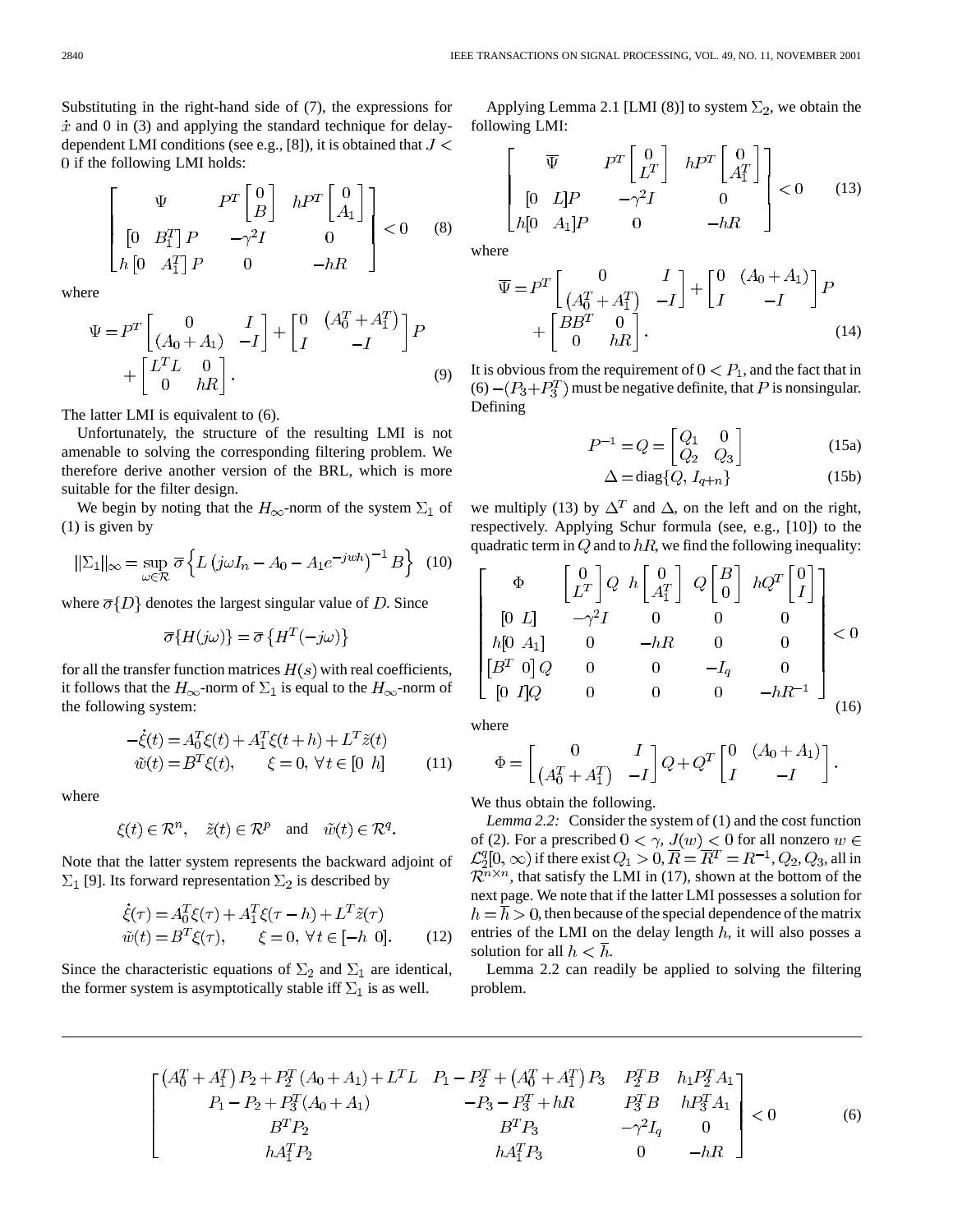Substituting in the right-hand side of (7), the expressions for $\dot{x}$ and 0 in (3) and applying the standard technique for delay-dependent LMI conditions (see e.g., [8]), it is obtained that $J < 0$ if the following LMI holds:

$$
\begin{bmatrix} \Psi & P^T \begin{bmatrix} 0 \\ B \end{bmatrix} & hP^T \begin{bmatrix} 0 \\ A_1 \end{bmatrix} \\ \begin{bmatrix} 0 & B_1^T \end{bmatrix} P & -\gamma^2 I & 0 \\ h \begin{bmatrix} 0 & A_1^T \end{bmatrix} P & 0 & -hR \end{bmatrix} < 0 \tag{8}
$$

where

$$
\Psi = P^T \begin{bmatrix} 0 & I \\ (A_0 + A_1) & -I \end{bmatrix} + \begin{bmatrix} 0 & \left(A_0^T + A_1^T\right) \\ I & -I \end{bmatrix} P + \begin{bmatrix} L^T L & 0 \\ 0 & hR \end{bmatrix}. \tag{9}
$$

The latter LMI is equivalent to (6).

Unfortunately, the structure of the resulting LMI is not amenable to solving the corresponding filtering problem. We therefore derive another version of the BRL, which is more suitable for the filter design.

We begin by noting that the $H_\infty$-norm of the system $\Sigma_1$ of (1) is given by

$$
\|\Sigma_1\|_\infty = \sup_{\omega \in \mathcal{R}} \overline{\sigma} \left\{ L \left( j\omega I_n - A_0 - A_1 e^{-j\omega h} \right)^{-1} B \right\} \tag{10}
$$

where $\overline{\sigma}\{D\}$ denotes the largest singular value of $D$. Since

$$
\overline{\sigma}\{H(j\omega)\} = \overline{\sigma}\left\{H^T(-j\omega)\right\}
$$

for all the transfer function matrices $H(s)$ with real coefficients, it follows that the $H_\infty$-norm of $\Sigma_1$ is equal to the $H_\infty$-norm of the following system:

$$
\begin{aligned} -\dot{\xi}(t) &= A_0^T \xi(t) + A_1^T \xi(t+h) + L^T \tilde{z}(t) \\ \tilde{w}(t) &= B^T \xi(t), \qquad \xi = 0, \ \forall t \in [0 \ \ h] \end{aligned} \tag{11}
$$

where

$$
\xi(t) \in \mathcal{R}^n, \quad \tilde{z}(t) \in \mathcal{R}^p \quad \text{and} \quad \tilde{w}(t) \in \mathcal{R}^q.
$$

Note that the latter system represents the backward adjoint of $\Sigma_1$ [9]. Its forward representation $\Sigma_2$ is described by

$$
\begin{aligned} \dot{\xi}(\tau) &= A_0^T \xi(\tau) + A_1^T \xi(\tau - h) + L^T \tilde{z}(\tau) \\ \tilde{w}(t) &= B^T \xi(\tau), \qquad \xi = 0, \ \forall t \in [-h \ \ 0]. \end{aligned} \tag{12}
$$

Since the characteristic equations of $\Sigma_2$ and $\Sigma_1$ are identical, the former system is asymptotically stable iff $\Sigma_1$ is as well.

Applying Lemma 2.1 [LMI (8)] to system $\Sigma_2$, we obtain the following LMI:

$$
\begin{bmatrix} \overline{\Psi} & P^T \begin{bmatrix} 0 \\ L^T \end{bmatrix} & hP^T \begin{bmatrix} 0 \\ A_1^T \end{bmatrix} \\ \begin{bmatrix} 0 & L \end{bmatrix} P & -\gamma^2 I & 0 \\ h \begin{bmatrix} 0 & A_1 \end{bmatrix} P & 0 & -hR \end{bmatrix} < 0 \tag{13}
$$

where

$$
\overline{\Psi} = P^T \begin{bmatrix} 0 & I \\ \left(A_0^T + A_1^T\right) & -I \end{bmatrix} + \begin{bmatrix} 0 & (A_0 + A_1) \\ I & -I \end{bmatrix} P + \begin{bmatrix} BB^T & 0 \\ 0 & hR \end{bmatrix}. \tag{14}
$$

It is obvious from the requirement of $0 < P_1$, and the fact that in (6) $-(P_3 + P_3^T)$ must be negative definite, that $P$ is nonsingular. Defining

$$
P^{-1} = Q = \begin{bmatrix} Q_1 & 0 \\ Q_2 & Q_3 \end{bmatrix} \tag{15a}
$$

$$
\Delta = \operatorname{diag}\{Q, I_{q+n}\} \tag{15b}
$$

we multiply (13) by $\Delta^T$ and $\Delta$, on the left and on the right, respectively. Applying Schur formula (see, e.g., [10]) to the quadratic term in $Q$ and to $hR$, we find the following inequality:

$$
\begin{bmatrix} \Phi & \begin{bmatrix} 0 \\ L^T \end{bmatrix} Q & h \begin{bmatrix} 0 \\ A_1^T \end{bmatrix} & Q \begin{bmatrix} B \\ 0 \end{bmatrix} & hQ^T \begin{bmatrix} 0 \\ I \end{bmatrix} \\ \begin{bmatrix} 0 & L \end{bmatrix} & -\gamma^2 I & 0 & 0 & 0 \\ h \begin{bmatrix} 0 & A_1 \end{bmatrix} & 0 & -hR & 0 & 0 \\ \begin{bmatrix} B^T & 0 \end{bmatrix} Q & 0 & 0 & -I_q & 0 \\ \begin{bmatrix} 0 & I \end{bmatrix} Q & 0 & 0 & 0 & -hR^{-1} \end{bmatrix} < 0 \tag{16}
$$

where

$$
\Phi = \begin{bmatrix} 0 & I \\ \left(A_0^T + A_1^T\right) & -I \end{bmatrix} Q + Q^T \begin{bmatrix} 0 & (A_0 + A_1) \\ I & -I \end{bmatrix}.
$$

We thus obtain the following.

*Lemma 2.2:* Consider the system of (1) and the cost function of (2). For a prescribed $0 < \gamma$, $J(w) < 0$ for all nonzero $w \in \mathcal{L}_2^q[0, \infty)$ if there exist $Q_1 > 0, \overline{R} = \overline{R}^T = R^{-1}, Q_2, Q_3$, all in $\mathcal{R}^{n \times n}$, that satisfy the LMI in (17), shown at the bottom of the next page. We note that if the latter LMI possesses a solution for $h = \overline{h} > 0$, then because of the special dependence of the matrix entries of the LMI on the delay length $h$, it will also posses a solution for all $h < \overline{h}$.

Lemma 2.2 can readily be applied to solving the filtering problem.

$$
\begin{bmatrix} \left(A_0^T + A_1^T\right) P_2 + P_2^T (A_0 + A_1) + L^T L & P_1 - P_2^T + \left(A_0^T + A_1^T\right) P_3 & P_2^T B & h_1 P_2^T A_1 \\ P_1 - P_2 + P_3^T (A_0 + A_1) & -P_3 - P_3^T + hR & P_3^T B & hP_3^T A_1 \\ B^T P_2 & B^T P_3 & -\gamma^2 I_q & 0 \\ hA_1^T P_2 & hA_1^T P_3 & 0 & -hR \end{bmatrix} < 0 \tag{6}
$$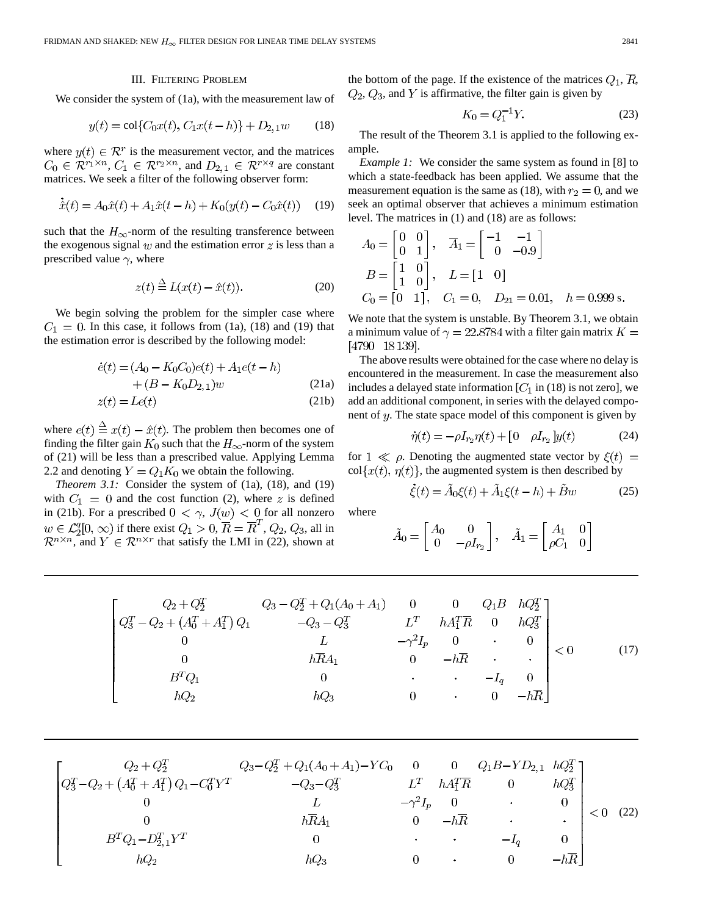## III. Filtering Problem

We consider the system of (1a), with the measurement law of

$$y(t) = \mathrm{col}\{C_0 x(t), C_1 x(t-h)\} + D_{2,1} w \tag{18}$$

where $y(t) \in \mathcal{R}^r$ is the measurement vector, and the matrices $C_0 \in \mathcal{R}^{r_1 \times n}$, $C_1 \in \mathcal{R}^{r_2 \times n}$, and $D_{2,1} \in \mathcal{R}^{r \times q}$ are constant matrices. We seek a filter of the following observer form:

$$\dot{\hat{x}}(t) = A_0 \hat{x}(t) + A_1 \hat{x}(t-h) + K_0(y(t) - C_0 \hat{x}(t)) \tag{19}$$

such that the $H_\infty$-norm of the resulting transference between the exogenous signal $w$ and the estimation error $z$ is less than a prescribed value $\gamma$, where

$$z(t) \stackrel{\Delta}{=} L(x(t) - \hat{x}(t)). \tag{20}$$

We begin solving the problem for the simpler case where $C_1 = 0$. In this case, it follows from (1a), (18) and (19) that the estimation error is described by the following model:

$$\dot{e}(t) = (A_0 - K_0 C_0) e(t) + A_1 e(t-h) + (B - K_0 D_{2,1}) w \tag{21a}$$

$$z(t) = L e(t) \tag{21b}$$

where $e(t) \stackrel{\Delta}{=} x(t) - \hat{x}(t)$. The problem then becomes one of finding the filter gain $K_0$ such that the $H_\infty$-norm of the system of (21) will be less than a prescribed value. Applying Lemma 2.2 and denoting $Y = Q_1 K_0$ we obtain the following.

*Theorem 3.1:* Consider the system of (1a), (18), and (19) with $C_1 = 0$ and the cost function (2), where $z$ is defined in (21b). For a prescribed $0 < \gamma$, $J(w) < 0$ for all nonzero $w \in \mathcal{L}_2^q[0, \infty)$ if there exist $Q_1 > 0$, $\overline{R} = \overline{R}^T$, $Q_2$, $Q_3$, all in $\mathcal{R}^{n \times n}$, and $Y \in \mathcal{R}^{n \times r}$ that satisfy the LMI in (22), shown at the bottom of the page. If the existence of the matrices $Q_1$, $\overline{R}$, $Q_2$, $Q_3$, and $Y$ is affirmative, the filter gain is given by

$$K_0 = Q_1^{-1} Y. \tag{23}$$

The result of the Theorem 3.1 is applied to the following example.

*Example 1:* We consider the same system as found in [8] to which a state-feedback has been applied. We assume that the measurement equation is the same as (18), with $r_2 = 0$, and we seek an optimal observer that achieves a minimum estimation level. The matrices in (1) and (18) are as follows:

$$A_0 = \begin{bmatrix} 0 & 0 \\ 0 & 1 \end{bmatrix}, \quad \overline{A}_1 = \begin{bmatrix} -1 & -1 \\ 0 & -0.9 \end{bmatrix}$$

$$B = \begin{bmatrix} 1 & 0 \\ 1 & 0 \end{bmatrix}, \quad L = [1 \quad 0]$$

$$C_0 = [0 \quad 1], \quad C_1 = 0, \quad D_{21} = 0.01, \quad h = 0.999 \text{ s}.$$

We note that the system is unstable. By Theorem 3.1, we obtain a minimum value of $\gamma = 22.8784$ with a filter gain matrix $K = [4790 \quad 18\,139]$.

The above results were obtained for the case where no delay is encountered in the measurement. In case the measurement also includes a delayed state information [$C_1$ in (18) is not zero], we add an additional component, in series with the delayed component of $y$. The state space model of this component is given by

$$\dot{\eta}(t) = -\rho I_{r_2} \eta(t) + [0 \quad \rho I_{r_2}] y(t) \tag{24}$$

for $1 \ll \rho$. Denoting the augmented state vector by $\xi(t) = \mathrm{col}\{x(t), \eta(t)\}$, the augmented system is then described by

$$\dot{\xi}(t) = \tilde{A}_0 \xi(t) + \tilde{A}_1 \xi(t-h) + \tilde{B} w \tag{25}$$

where

$$\tilde{A}_0 = \begin{bmatrix} A_0 & 0 \\ 0 & -\rho I_{r_2} \end{bmatrix}, \quad \tilde{A}_1 = \begin{bmatrix} A_1 & 0 \\ \rho C_1 & 0 \end{bmatrix}$$

$$\begin{bmatrix} Q_2 + Q_2^T & Q_3 - Q_2^T + Q_1(A_0 + A_1) & 0 & 0 & Q_1 B & h Q_2^T \\ Q_3^T - Q_2 + (A_0^T + A_1^T) Q_1 & -Q_3 - Q_3^T & L^T & h A_1^T \overline{R} & 0 & h Q_3^T \\ 0 & L & -\gamma^2 I_p & 0 & \cdot & 0 \\ 0 & h \overline{R} A_1 & 0 & -h \overline{R} & \cdot & \cdot \\ B^T Q_1 & 0 & \cdot & \cdot & -I_q & 0 \\ h Q_2 & h Q_3 & 0 & \cdot & 0 & -h \overline{R} \end{bmatrix} < 0 \tag{17}$$

$$\begin{bmatrix} Q_2 + Q_2^T & Q_3 - Q_2^T + Q_1(A_0 + A_1) - Y C_0 & 0 & 0 & Q_1 B - Y D_{2,1} & h Q_2^T \\ Q_3^T - Q_2 + (A_0^T + A_1^T) Q_1 - C_0^T Y^T & -Q_3 - Q_3^T & L^T & h A_1^T \overline{R} & 0 & h Q_3^T \\ 0 & L & -\gamma^2 I_p & 0 & \cdot & 0 \\ 0 & h \overline{R} A_1 & 0 & -h \overline{R} & \cdot & \cdot \\ B^T Q_1 - D_{2,1}^T Y^T & 0 & \cdot & \cdot & -I_q & 0 \\ h Q_2 & h Q_3 & 0 & \cdot & 0 & -h \overline{R} \end{bmatrix} < 0 \tag{22}$$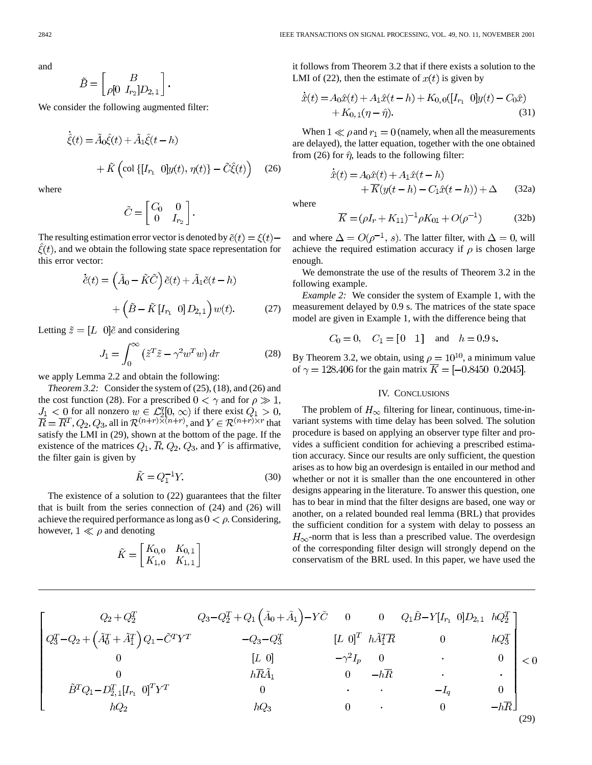and

$$\tilde{B} = \begin{bmatrix} B \\ \rho[0 \;\; I_{r_2}]D_{2,1} \end{bmatrix}.$$

We consider the following augmented filter:

$$\dot{\hat{\xi}}(t) = \tilde{A}_0\hat{\xi}(t) + \tilde{A}_1\hat{\xi}(t-h) + \tilde{K}\left(\text{col}\left\{[I_{r_1} \;\; 0]y(t), \eta(t)\right\} - \tilde{C}\hat{\xi}(t)\right) \tag{26}$$

where

$$\tilde{C} = \begin{bmatrix} C_0 & 0 \\ 0 & I_{r_2} \end{bmatrix}.$$

The resulting estimation error vector is denoted by $\tilde{e}(t) = \xi(t) - \hat{\xi}(t)$, and we obtain the following state space representation for this error vector:

$$\dot{\tilde{e}}(t) = \left(\tilde{A}_0 - \tilde{K}\tilde{C}\right)\tilde{e}(t) + \tilde{A}_1\tilde{e}(t-h) + \left(\tilde{B} - \tilde{K}\left[I_{r_1} \;\; 0\right]D_{2,1}\right)w(t). \tag{27}$$

Letting $\tilde{z} = [L \;\; 0]\tilde{e}$ and considering

$$J_1 = \int_0^\infty \left(\tilde{z}^T\tilde{z} - \gamma^2 w^T w\right) d\tau \tag{28}$$

we apply Lemma 2.2 and obtain the following:

*Theorem 3.2:* Consider the system of (25), (18), and (26) and the cost function (28). For a prescribed $0 < \gamma$ and for $\rho \gg 1$, $J_1 < 0$ for all nonzero $w \in \mathcal{L}_2^q[0, \infty)$ if there exist $Q_1 > 0$, $\overline{R} = \overline{R}^T, Q_2, Q_3$, all in $\mathcal{R}^{(n+r)\times(n+r)}$, and $Y \in \mathcal{R}^{(n+r)\times r}$ that satisfy the LMI in (29), shown at the bottom of the page. If the existence of the matrices $Q_1$, $\overline{R}$, $Q_2$, $Q_3$, and $Y$ is affirmative, the filter gain is given by

$$\tilde{K} = Q_1^{-1}Y. \tag{30}$$

The existence of a solution to (22) guarantees that the filter that is built from the series connection of (24) and (26) will achieve the required performance as long as $0 < \rho$. Considering, however, $1 \ll \rho$ and denoting

$$\tilde{K} = \begin{bmatrix} K_{0,0} & K_{0,1} \\ K_{1,0} & K_{1,1} \end{bmatrix}$$

it follows from Theorem 3.2 that if there exists a solution to the LMI of (22), then the estimate of $x(t)$ is given by

$$\dot{\hat{x}}(t) = A_0\hat{x}(t) + A_1\hat{x}(t-h) + K_{0,0}([I_{r_1} \;\; 0]y(t) - C_0\hat{x}) + K_{0,1}(\eta - \hat{\eta}). \tag{31}$$

When $1 \ll \rho$ and $r_1 = 0$ (namely, when all the measurements are delayed), the latter equation, together with the one obtained from (26) for $\hat{\eta}$, leads to the following filter:

$$\dot{\hat{x}}(t) = A_0\hat{x}(t) + A_1\hat{x}(t-h) + \overline{K}(y(t-h) - C_1\hat{x}(t-h)) + \Delta \tag{32a}$$

where

$$\overline{K} = (\rho I_r + K_{11})^{-1}\rho K_{01} + O(\rho^{-1}) \tag{32b}$$

and where $\Delta = O(\rho^{-1}, s)$. The latter filter, with $\Delta = 0$, will achieve the required estimation accuracy if $\rho$ is chosen large enough.

We demonstrate the use of the results of Theorem 3.2 in the following example.

*Example 2:* We consider the system of Example 1, with the measurement delayed by 0.9 s. The matrices of the state space model are given in Example 1, with the difference being that

$$C_0 = 0, \quad C_1 = [0 \quad 1] \quad \text{and} \quad h = 0.9 \text{ s}.$$

By Theorem 3.2, we obtain, using $\rho = 10^{10}$, a minimum value of $\gamma = 128.406$ for the gain matrix $\overline{K} = [-0.8450 \;\; 0.2045]$.

## IV. Conclusions

The problem of $H_\infty$ filtering for linear, continuous, time-invariant systems with time delay has been solved. The solution procedure is based on applying an observer type filter and provides a sufficient condition for achieving a prescribed estimation accuracy. Since our results are only sufficient, the question arises as to how big an overdesign is entailed in our method and whether or not it is smaller than the one encountered in other designs appearing in the literature. To answer this question, one has to bear in mind that the filter designs are based, one way or another, on a related bounded real lemma (BRL) that provides the sufficient condition for a system with delay to possess an $H_\infty$-norm that is less than a prescribed value. The overdesign of the corresponding filter design will strongly depend on the conservatism of the BRL used. In this paper, we have used the

$$\begin{bmatrix}
Q_2 + Q_2^T & Q_3 - Q_2^T + Q_1\left(\tilde{A}_0 + \tilde{A}_1\right) - Y\tilde{C} & 0 & 0 & Q_1\tilde{B} - Y[I_{r_1} \;\; 0]D_{2,1} & hQ_2^T \\
Q_3^T - Q_2 + \left(\tilde{A}_0^T + \tilde{A}_1^T\right)Q_1 - \tilde{C}^T Y^T & -Q_3 - Q_3^T & [L \;\; 0]^T & h\tilde{A}_1^T\overline{R} & 0 & hQ_3^T \\
0 & [L \;\; 0] & -\gamma^2 I_p & 0 & \cdot & 0 \\
0 & h\overline{R}\tilde{A}_1 & 0 & -h\overline{R} & \cdot & \cdot \\
\tilde{B}^T Q_1 - D_{2,1}^T [I_{r_1} \;\; 0]^T Y^T & 0 & \cdot & \cdot & -I_q & 0 \\
hQ_2 & hQ_3 & 0 & \cdot & 0 & -h\overline{R}
\end{bmatrix} < 0 \tag{29}$$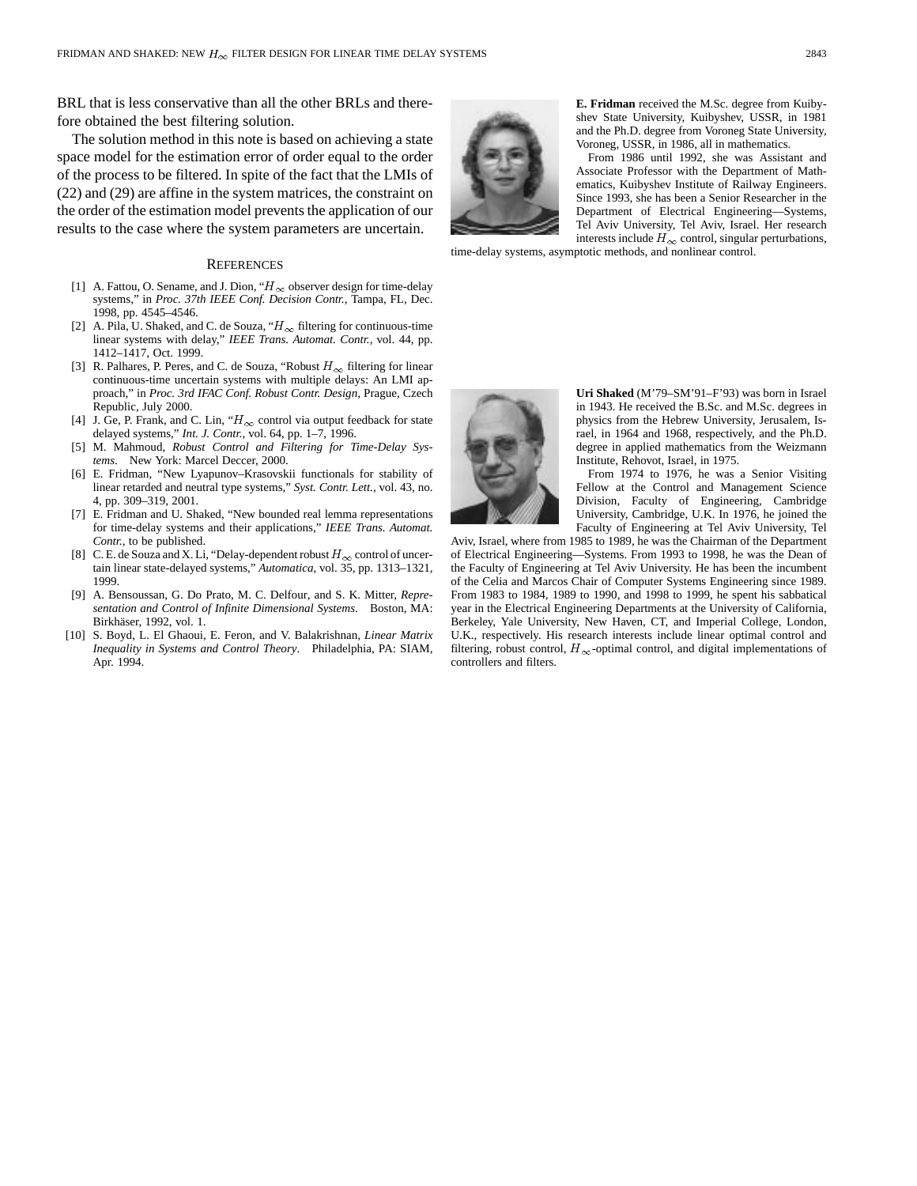BRL that is less conservative than all the other BRLs and therefore obtained the best filtering solution.

The solution method in this note is based on achieving a state space model for the estimation error of order equal to the order of the process to be filtered. In spite of the fact that the LMIs of (22) and (29) are affine in the system matrices, the constraint on the order of the estimation model prevents the application of our results to the case where the system parameters are uncertain.

## References

[1] A. Fattou, O. Sename, and J. Dion, "$H_\infty$ observer design for time-delay systems," in *Proc. 37th IEEE Conf. Decision Contr.*, Tampa, FL, Dec. 1998, pp. 4545–4546.

[2] A. Pila, U. Shaked, and C. de Souza, "$H_\infty$ filtering for continuous-time linear systems with delay," *IEEE Trans. Automat. Contr.*, vol. 44, pp. 1412–1417, Oct. 1999.

[3] R. Palhares, P. Peres, and C. de Souza, "Robust $H_\infty$ filtering for linear continuous-time uncertain systems with multiple delays: An LMI approach," in *Proc. 3rd IFAC Conf. Robust Contr. Design*, Prague, Czech Republic, July 2000.

[4] J. Ge, P. Frank, and C. Lin, "$H_\infty$ control via output feedback for state delayed systems," *Int. J. Contr.*, vol. 64, pp. 1–7, 1996.

[5] M. Mahmoud, *Robust Control and Filtering for Time-Delay Systems*. New York: Marcel Deccer, 2000.

[6] E. Fridman, "New Lyapunov–Krasovskii functionals for stability of linear retarded and neutral type systems," *Syst. Contr. Lett.*, vol. 43, no. 4, pp. 309–319, 2001.

[7] E. Fridman and U. Shaked, "New bounded real lemma representations for time-delay systems and their applications," *IEEE Trans. Automat. Contr.*, to be published.

[8] C. E. de Souza and X. Li, "Delay-dependent robust $H_\infty$ control of uncertain linear state-delayed systems," *Automatica*, vol. 35, pp. 1313–1321, 1999.

[9] A. Bensoussan, G. Do Prato, M. C. Delfour, and S. K. Mitter, *Representation and Control of Infinite Dimensional Systems*. Boston, MA: Birkhäser, 1992, vol. 1.

[10] S. Boyd, L. El Ghaoui, E. Feron, and V. Balakrishnan, *Linear Matrix Inequality in Systems and Control Theory*. Philadelphia, PA: SIAM, Apr. 1994.

**E. Fridman** received the M.Sc. degree from Kuibyshev State University, Kuibyshev, USSR, in 1981 and the Ph.D. degree from Voroneg State University, Voroneg, USSR, in 1986, all in mathematics.

From 1986 until 1992, she was Assistant and Associate Professor with the Department of Mathematics, Kuibyshev Institute of Railway Engineers. Since 1993, she has been a Senior Researcher in the Department of Electrical Engineering—Systems, Tel Aviv University, Tel Aviv, Israel. Her research interests include $H_\infty$ control, singular perturbations, time-delay systems, asymptotic methods, and nonlinear control.

**Uri Shaked** (M'79–SM'91–F'93) was born in Israel in 1943. He received the B.Sc. and M.Sc. degrees in physics from the Hebrew University, Jerusalem, Israel, in 1964 and 1968, respectively, and the Ph.D. degree in applied mathematics from the Weizmann Institute, Rehovot, Israel, in 1975.

From 1974 to 1976, he was a Senior Visiting Fellow at the Control and Management Science Division, Faculty of Engineering, Cambridge University, Cambridge, U.K. In 1976, he joined the Faculty of Engineering at Tel Aviv University, Tel Aviv, Israel, where from 1985 to 1989, he was the Chairman of the Department of Electrical Engineering—Systems. From 1993 to 1998, he was the Dean of the Faculty of Engineering at Tel Aviv University. He has been the incumbent of the Celia and Marcos Chair of Computer Systems Engineering since 1989. From 1983 to 1984, 1989 to 1990, and 1998 to 1999, he spent his sabbatical year in the Electrical Engineering Departments at the University of California, Berkeley, Yale University, New Haven, CT, and Imperial College, London, U.K., respectively. His research interests include linear optimal control and filtering, robust control, $H_\infty$-optimal control, and digital implementations of controllers and filters.